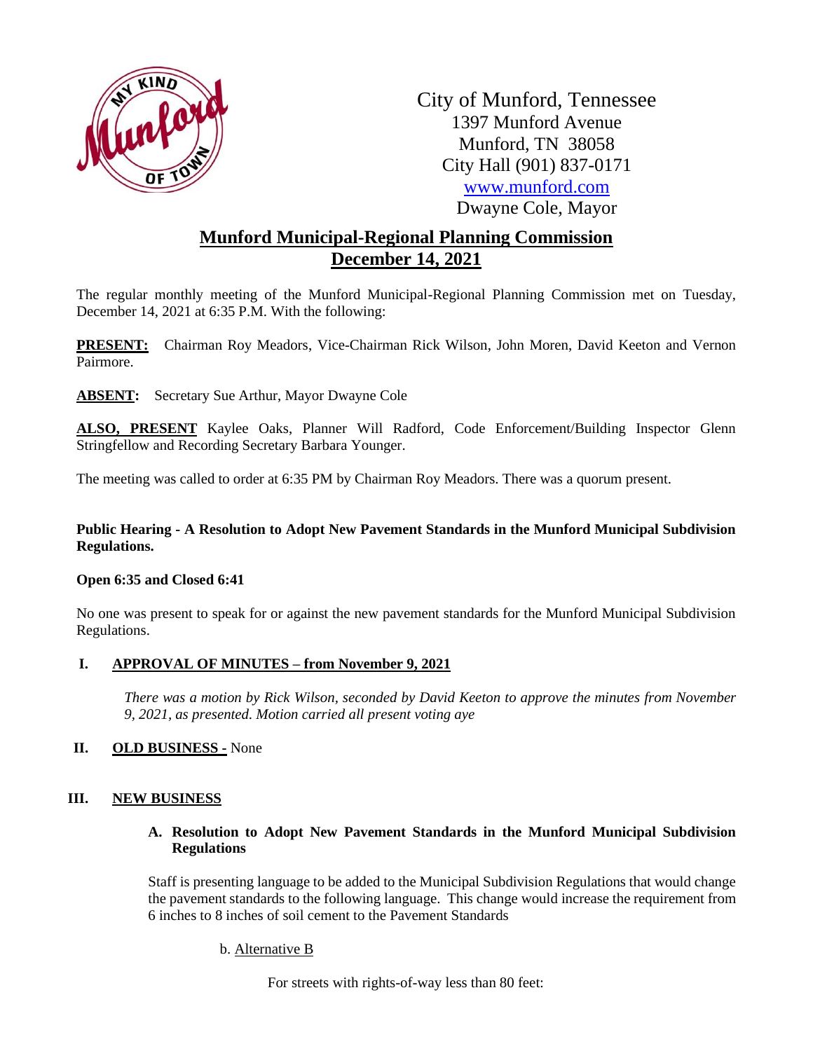City of Munford, Tennessee
1397 Munford Avenue
Munford, TN 38058
City Hall (901) 837-0171
www.munford.com
Dwayne Cole, Mayor

# Munford Municipal-Regional Planning Commission
## December 14, 2021

The regular monthly meeting of the Munford Municipal-Regional Planning Commission met on Tuesday, December 14, 2021 at 6:35 P.M. With the following:

**PRESENT:** Chairman Roy Meadors, Vice-Chairman Rick Wilson, John Moren, David Keeton and Vernon Pairmore.

**ABSENT:** Secretary Sue Arthur, Mayor Dwayne Cole

**ALSO, PRESENT** Kaylee Oaks, Planner Will Radford, Code Enforcement/Building Inspector Glenn Stringfellow and Recording Secretary Barbara Younger.

The meeting was called to order at 6:35 PM by Chairman Roy Meadors. There was a quorum present.

**Public Hearing - A Resolution to Adopt New Pavement Standards in the Munford Municipal Subdivision Regulations.**

**Open 6:35 and Closed 6:41**

No one was present to speak for or against the new pavement standards for the Munford Municipal Subdivision Regulations.

**I. APPROVAL OF MINUTES – from November 9, 2021**

*There was a motion by Rick Wilson, seconded by David Keeton to approve the minutes from November 9, 2021, as presented. Motion carried all present voting aye*

**II. OLD BUSINESS -** None

**III. NEW BUSINESS**

**A. Resolution to Adopt New Pavement Standards in the Munford Municipal Subdivision Regulations**

Staff is presenting language to be added to the Municipal Subdivision Regulations that would change the pavement standards to the following language. This change would increase the requirement from 6 inches to 8 inches of soil cement to the Pavement Standards

b. Alternative B

For streets with rights-of-way less than 80 feet: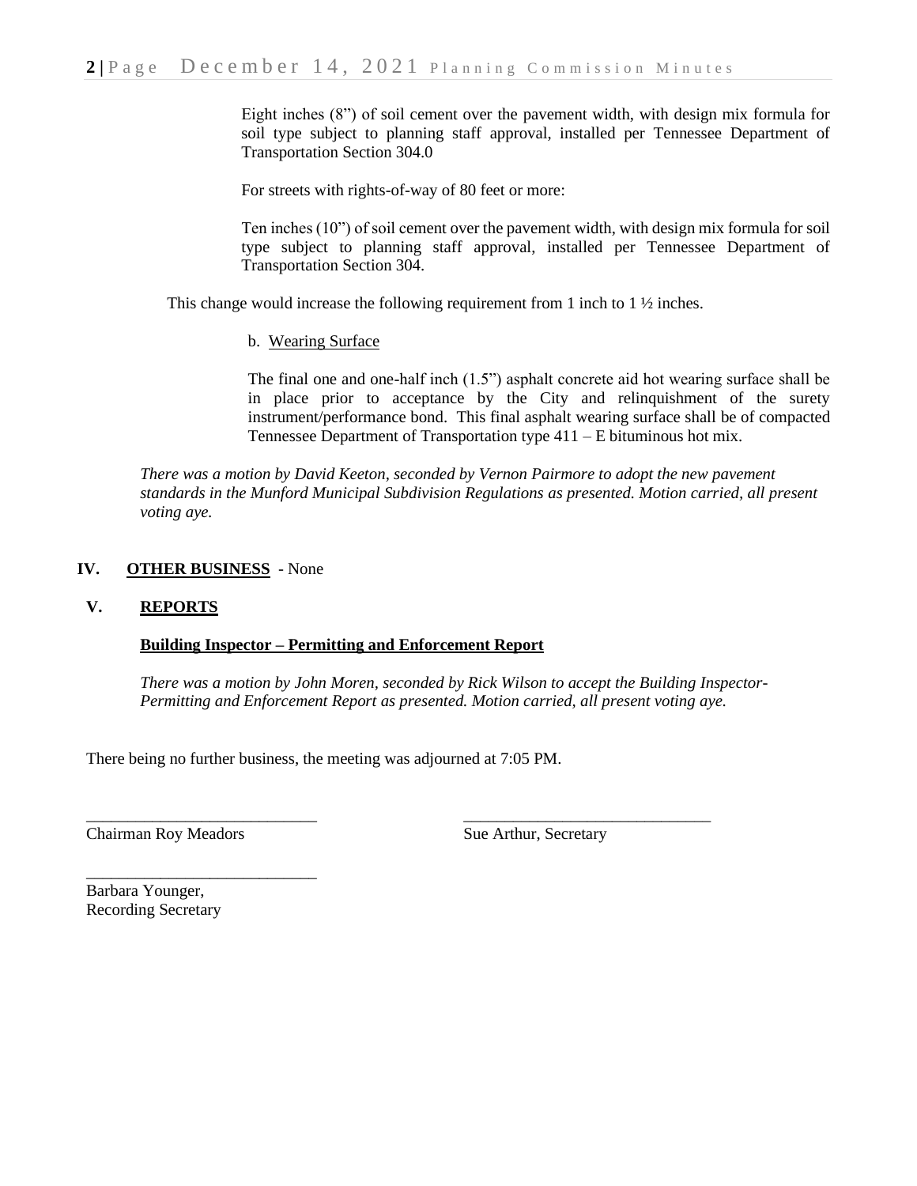Eight inches (8") of soil cement over the pavement width, with design mix formula for soil type subject to planning staff approval, installed per Tennessee Department of Transportation Section 304.0

For streets with rights-of-way of 80 feet or more:

Ten inches (10") of soil cement over the pavement width, with design mix formula for soil type subject to planning staff approval, installed per Tennessee Department of Transportation Section 304.

This change would increase the following requirement from 1 inch to 1 ½ inches.

b. Wearing Surface

The final one and one-half inch (1.5") asphalt concrete aid hot wearing surface shall be in place prior to acceptance by the City and relinquishment of the surety instrument/performance bond. This final asphalt wearing surface shall be of compacted Tennessee Department of Transportation type 411 – E bituminous hot mix.

*There was a motion by David Keeton, seconded by Vernon Pairmore to adopt the new pavement standards in the Munford Municipal Subdivision Regulations as presented. Motion carried, all present voting aye.*

## IV. OTHER BUSINESS - None

## V. REPORTS

**Building Inspector – Permitting and Enforcement Report**

*There was a motion by John Moren, seconded by Rick Wilson to accept the Building Inspector-Permitting and Enforcement Report as presented. Motion carried, all present voting aye.*

There being no further business, the meeting was adjourned at 7:05 PM.

\_\_\_\_\_\_\_\_\_\_\_\_\_\_\_\_\_\_\_\_\_\_\_\_\_\_\_\_
Chairman Roy Meadors

\_\_\_\_\_\_\_\_\_\_\_\_\_\_\_\_\_\_\_\_\_\_\_\_\_\_\_\_
Sue Arthur, Secretary

\_\_\_\_\_\_\_\_\_\_\_\_\_\_\_\_\_\_\_\_\_\_\_\_\_\_\_\_
Barbara Younger,
Recording Secretary